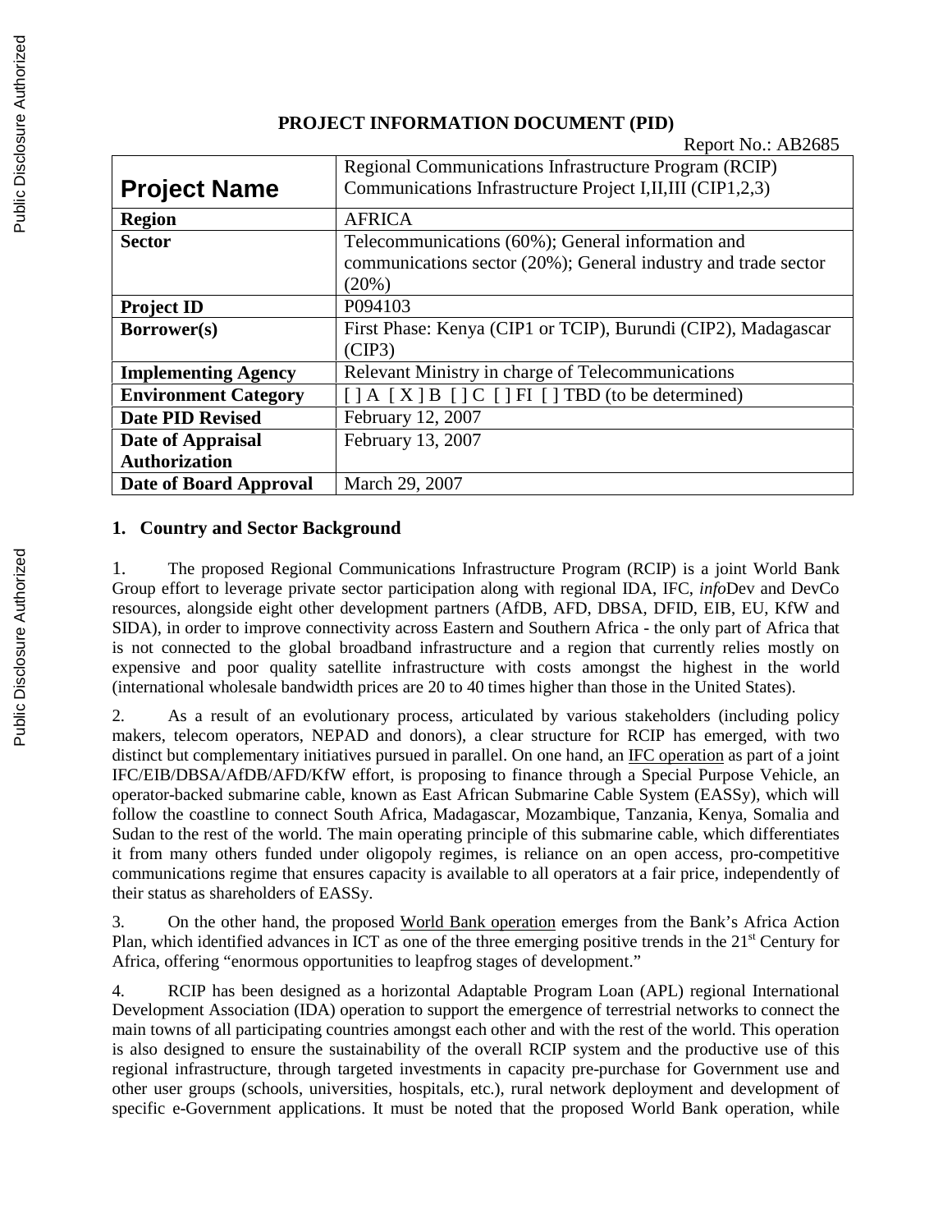# PROJECT INFORMATION DOCUMENT (PID)

Report No.: AB2685

| **Project Name** | Regional Communications Infrastructure Program (RCIP) Communications Infrastructure Project I,II,III (CIP1,2,3) |
|---|---|
| **Region** | AFRICA |
| **Sector** | Telecommunications (60%); General information and communications sector (20%); General industry and trade sector (20%) |
| **Project ID** | P094103 |
| **Borrower(s)** | First Phase: Kenya (CIP1 or TCIP), Burundi (CIP2), Madagascar (CIP3) |
| **Implementing Agency** | Relevant Ministry in charge of Telecommunications |
| **Environment Category** | [ ] A [ X ] B [ ] C [ ] FI [ ] TBD (to be determined) |
| **Date PID Revised** | February 12, 2007 |
| **Date of Appraisal Authorization** | February 13, 2007 |
| **Date of Board Approval** | March 29, 2007 |

## 1. Country and Sector Background

1. The proposed Regional Communications Infrastructure Program (RCIP) is a joint World Bank Group effort to leverage private sector participation along with regional IDA, IFC, *info*Dev and DevCo resources, alongside eight other development partners (AfDB, AFD, DBSA, DFID, EIB, EU, KfW and SIDA), in order to improve connectivity across Eastern and Southern Africa - the only part of Africa that is not connected to the global broadband infrastructure and a region that currently relies mostly on expensive and poor quality satellite infrastructure with costs amongst the highest in the world (international wholesale bandwidth prices are 20 to 40 times higher than those in the United States).

2. As a result of an evolutionary process, articulated by various stakeholders (including policy makers, telecom operators, NEPAD and donors), a clear structure for RCIP has emerged, with two distinct but complementary initiatives pursued in parallel. On one hand, an IFC operation as part of a joint IFC/EIB/DBSA/AfDB/AFD/KfW effort, is proposing to finance through a Special Purpose Vehicle, an operator-backed submarine cable, known as East African Submarine Cable System (EASSy), which will follow the coastline to connect South Africa, Madagascar, Mozambique, Tanzania, Kenya, Somalia and Sudan to the rest of the world. The main operating principle of this submarine cable, which differentiates it from many others funded under oligopoly regimes, is reliance on an open access, pro-competitive communications regime that ensures capacity is available to all operators at a fair price, independently of their status as shareholders of EASSy.

3. On the other hand, the proposed World Bank operation emerges from the Bank's Africa Action Plan, which identified advances in ICT as one of the three emerging positive trends in the 21st Century for Africa, offering "enormous opportunities to leapfrog stages of development."

4. RCIP has been designed as a horizontal Adaptable Program Loan (APL) regional International Development Association (IDA) operation to support the emergence of terrestrial networks to connect the main towns of all participating countries amongst each other and with the rest of the world. This operation is also designed to ensure the sustainability of the overall RCIP system and the productive use of this regional infrastructure, through targeted investments in capacity pre-purchase for Government use and other user groups (schools, universities, hospitals, etc.), rural network deployment and development of specific e-Government applications. It must be noted that the proposed World Bank operation, while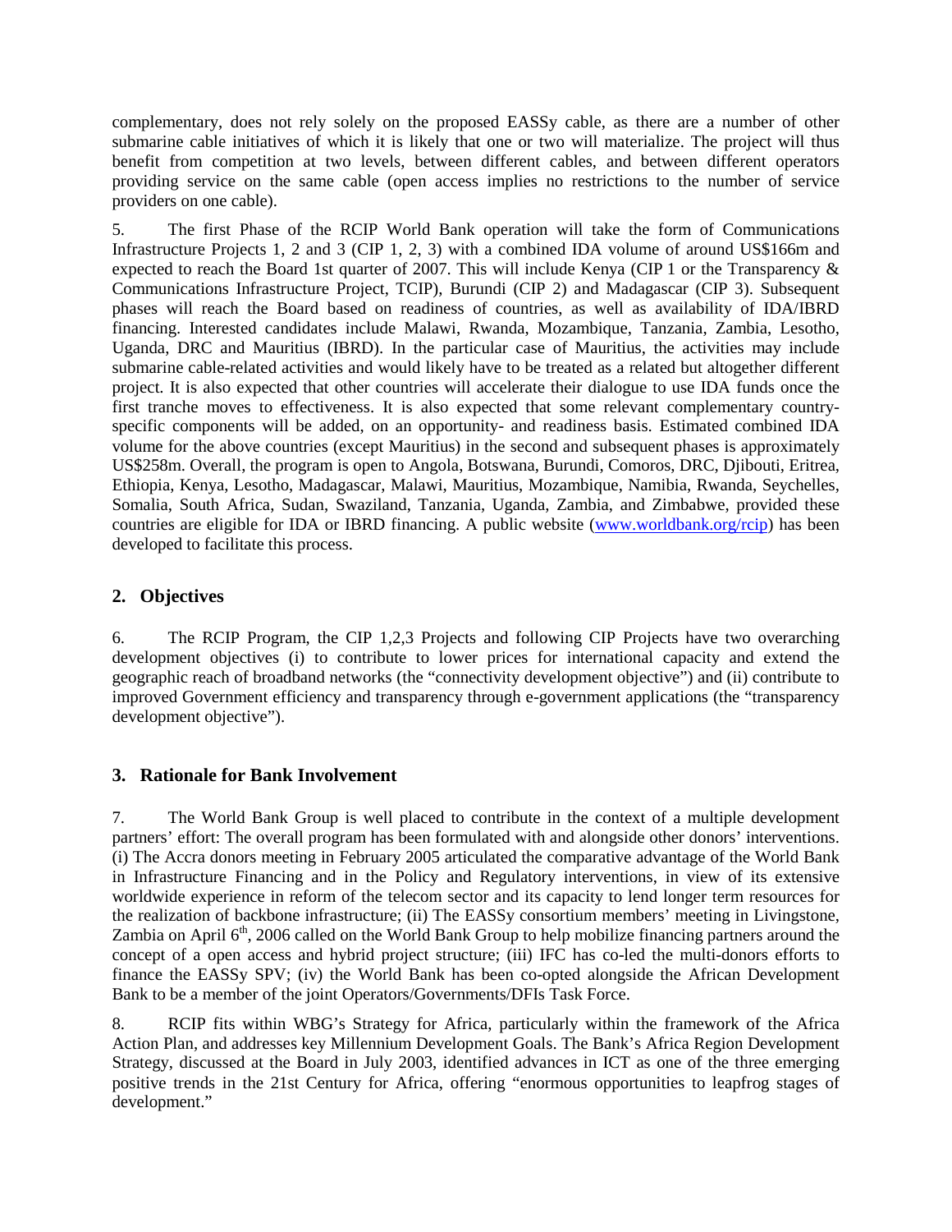complementary, does not rely solely on the proposed EASSy cable, as there are a number of other submarine cable initiatives of which it is likely that one or two will materialize. The project will thus benefit from competition at two levels, between different cables, and between different operators providing service on the same cable (open access implies no restrictions to the number of service providers on one cable).

5. The first Phase of the RCIP World Bank operation will take the form of Communications Infrastructure Projects 1, 2 and 3 (CIP 1, 2, 3) with a combined IDA volume of around US$166m and expected to reach the Board 1st quarter of 2007. This will include Kenya (CIP 1 or the Transparency & Communications Infrastructure Project, TCIP), Burundi (CIP 2) and Madagascar (CIP 3). Subsequent phases will reach the Board based on readiness of countries, as well as availability of IDA/IBRD financing. Interested candidates include Malawi, Rwanda, Mozambique, Tanzania, Zambia, Lesotho, Uganda, DRC and Mauritius (IBRD). In the particular case of Mauritius, the activities may include submarine cable-related activities and would likely have to be treated as a related but altogether different project. It is also expected that other countries will accelerate their dialogue to use IDA funds once the first tranche moves to effectiveness. It is also expected that some relevant complementary country-specific components will be added, on an opportunity- and readiness basis. Estimated combined IDA volume for the above countries (except Mauritius) in the second and subsequent phases is approximately US$258m. Overall, the program is open to Angola, Botswana, Burundi, Comoros, DRC, Djibouti, Eritrea, Ethiopia, Kenya, Lesotho, Madagascar, Malawi, Mauritius, Mozambique, Namibia, Rwanda, Seychelles, Somalia, South Africa, Sudan, Swaziland, Tanzania, Uganda, Zambia, and Zimbabwe, provided these countries are eligible for IDA or IBRD financing. A public website (www.worldbank.org/rcip) has been developed to facilitate this process.

## 2. Objectives

6. The RCIP Program, the CIP 1,2,3 Projects and following CIP Projects have two overarching development objectives (i) to contribute to lower prices for international capacity and extend the geographic reach of broadband networks (the "connectivity development objective") and (ii) contribute to improved Government efficiency and transparency through e-government applications (the "transparency development objective").

## 3. Rationale for Bank Involvement

7. The World Bank Group is well placed to contribute in the context of a multiple development partners' effort: The overall program has been formulated with and alongside other donors' interventions. (i) The Accra donors meeting in February 2005 articulated the comparative advantage of the World Bank in Infrastructure Financing and in the Policy and Regulatory interventions, in view of its extensive worldwide experience in reform of the telecom sector and its capacity to lend longer term resources for the realization of backbone infrastructure; (ii) The EASSy consortium members' meeting in Livingstone, Zambia on April 6th, 2006 called on the World Bank Group to help mobilize financing partners around the concept of a open access and hybrid project structure; (iii) IFC has co-led the multi-donors efforts to finance the EASSy SPV; (iv) the World Bank has been co-opted alongside the African Development Bank to be a member of the joint Operators/Governments/DFIs Task Force.

8. RCIP fits within WBG's Strategy for Africa, particularly within the framework of the Africa Action Plan, and addresses key Millennium Development Goals. The Bank's Africa Region Development Strategy, discussed at the Board in July 2003, identified advances in ICT as one of the three emerging positive trends in the 21st Century for Africa, offering "enormous opportunities to leapfrog stages of development."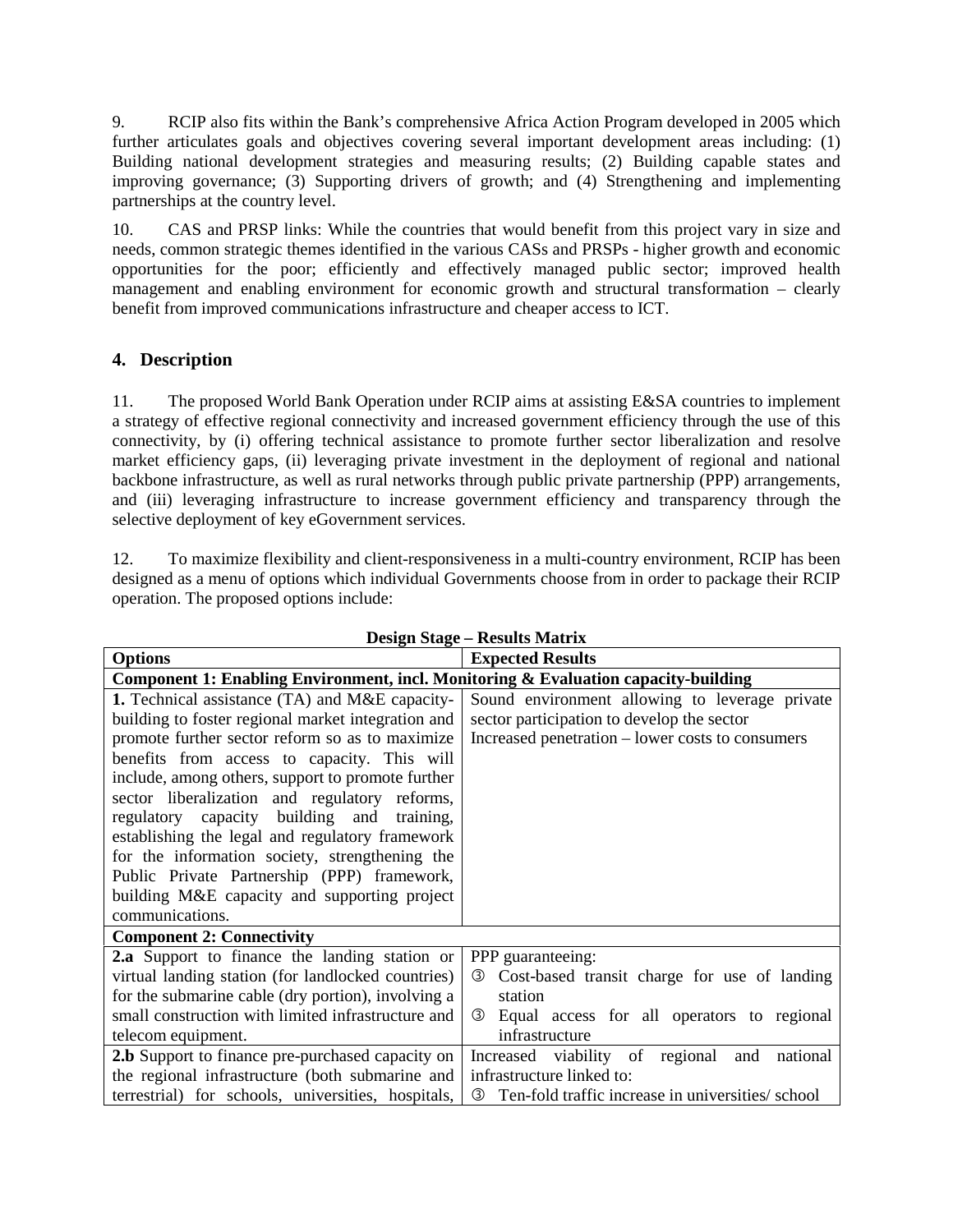9. RCIP also fits within the Bank's comprehensive Africa Action Program developed in 2005 which further articulates goals and objectives covering several important development areas including: (1) Building national development strategies and measuring results; (2) Building capable states and improving governance; (3) Supporting drivers of growth; and (4) Strengthening and implementing partnerships at the country level.

10. CAS and PRSP links: While the countries that would benefit from this project vary in size and needs, common strategic themes identified in the various CASs and PRSPs - higher growth and economic opportunities for the poor; efficiently and effectively managed public sector; improved health management and enabling environment for economic growth and structural transformation – clearly benefit from improved communications infrastructure and cheaper access to ICT.

## 4. Description

11. The proposed World Bank Operation under RCIP aims at assisting E&SA countries to implement a strategy of effective regional connectivity and increased government efficiency through the use of this connectivity, by (i) offering technical assistance to promote further sector liberalization and resolve market efficiency gaps, (ii) leveraging private investment in the deployment of regional and national backbone infrastructure, as well as rural networks through public private partnership (PPP) arrangements, and (iii) leveraging infrastructure to increase government efficiency and transparency through the selective deployment of key eGovernment services.

12. To maximize flexibility and client-responsiveness in a multi-country environment, RCIP has been designed as a menu of options which individual Governments choose from in order to package their RCIP operation. The proposed options include:

**Design Stage – Results Matrix**

| Options | Expected Results |
|---|---|
| **Component 1: Enabling Environment, incl. Monitoring & Evaluation capacity-building** | |
| **1.** Technical assistance (TA) and M&E capacity-building to foster regional market integration and promote further sector reform so as to maximize benefits from access to capacity. This will include, among others, support to promote further sector liberalization and regulatory reforms, regulatory capacity building and training, establishing the legal and regulatory framework for the information society, strengthening the Public Private Partnership (PPP) framework, building M&E capacity and supporting project communications. | Sound environment allowing to leverage private sector participation to develop the sector<br>Increased penetration – lower costs to consumers |
| **Component 2: Connectivity** | |
| **2.a** Support to finance the landing station or virtual landing station (for landlocked countries) for the submarine cable (dry portion), involving a small construction with limited infrastructure and telecom equipment. | PPP guaranteeing:<br>③ Cost-based transit charge for use of landing station<br>③ Equal access for all operators to regional infrastructure |
| **2.b** Support to finance pre-purchased capacity on the regional infrastructure (both submarine and terrestrial) for schools, universities, hospitals, | Increased viability of regional and national infrastructure linked to:<br>③ Ten-fold traffic increase in universities/ school |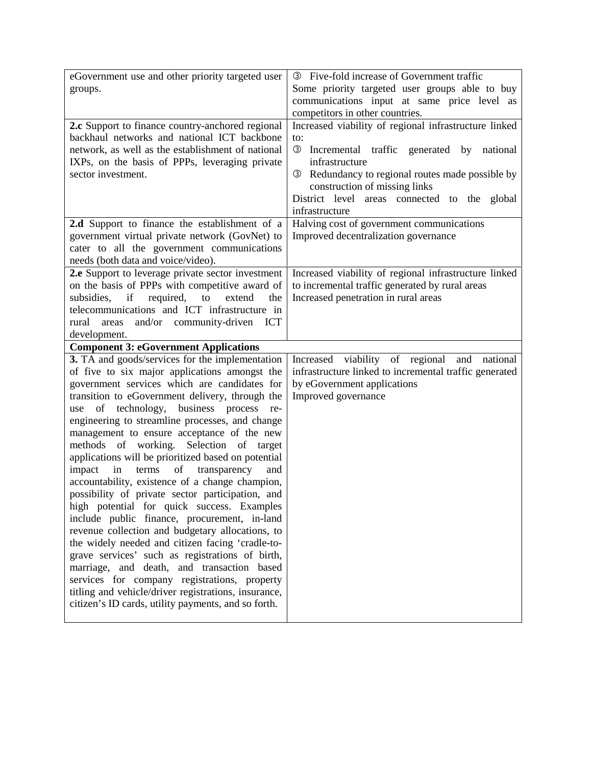| | |
|---|---|
| eGovernment use and other priority targeted user groups. | ③ Five-fold increase of Government traffic<br>Some priority targeted user groups able to buy communications input at same price level as competitors in other countries. |
| **2.c** Support to finance country-anchored regional backhaul networks and national ICT backbone network, as well as the establishment of national IXPs, on the basis of PPPs, leveraging private sector investment. | Increased viability of regional infrastructure linked to:<br>③ Incremental traffic generated by national infrastructure<br>③ Redundancy to regional routes made possible by construction of missing links<br>District level areas connected to the global infrastructure |
| **2.d** Support to finance the establishment of a government virtual private network (GovNet) to cater to all the government communications needs (both data and voice/video). | Halving cost of government communications<br>Improved decentralization governance |
| **2.e** Support to leverage private sector investment on the basis of PPPs with competitive award of subsidies, if required, to extend the telecommunications and ICT infrastructure in rural areas and/or community-driven ICT development. | Increased viability of regional infrastructure linked to incremental traffic generated by rural areas<br>Increased penetration in rural areas |
| **Component 3: eGovernment Applications** | |
| **3.** TA and goods/services for the implementation of five to six major applications amongst the government services which are candidates for transition to eGovernment delivery, through the use of technology, business process re-engineering to streamline processes, and change management to ensure acceptance of the new methods of working. Selection of target applications will be prioritized based on potential impact in terms of transparency and accountability, existence of a change champion, possibility of private sector participation, and high potential for quick success. Examples include public finance, procurement, in-land revenue collection and budgetary allocations, to the widely needed and citizen facing 'cradle-to-grave services' such as registrations of birth, marriage, and death, and transaction based services for company registrations, property titling and vehicle/driver registrations, insurance, citizen's ID cards, utility payments, and so forth. | Increased viability of regional and national infrastructure linked to incremental traffic generated by eGovernment applications<br>Improved governance |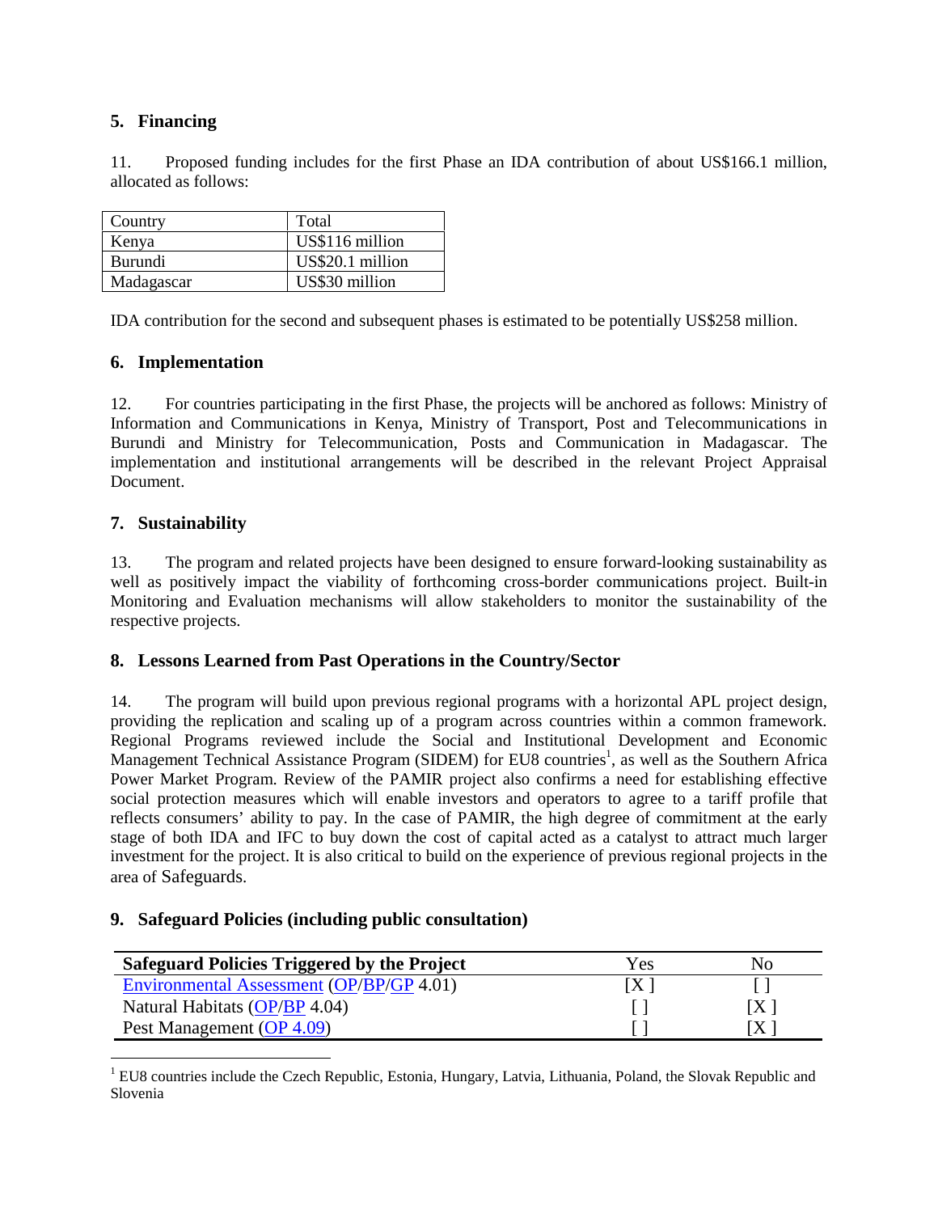## 5. Financing

11. Proposed funding includes for the first Phase an IDA contribution of about US$166.1 million, allocated as follows:

| Country | Total |
|---|---|
| Kenya | US$116 million |
| Burundi | US$20.1 million |
| Madagascar | US$30 million |

IDA contribution for the second and subsequent phases is estimated to be potentially US$258 million.

## 6. Implementation

12. For countries participating in the first Phase, the projects will be anchored as follows: Ministry of Information and Communications in Kenya, Ministry of Transport, Post and Telecommunications in Burundi and Ministry for Telecommunication, Posts and Communication in Madagascar. The implementation and institutional arrangements will be described in the relevant Project Appraisal Document.

## 7. Sustainability

13. The program and related projects have been designed to ensure forward-looking sustainability as well as positively impact the viability of forthcoming cross-border communications project. Built-in Monitoring and Evaluation mechanisms will allow stakeholders to monitor the sustainability of the respective projects.

## 8. Lessons Learned from Past Operations in the Country/Sector

14. The program will build upon previous regional programs with a horizontal APL project design, providing the replication and scaling up of a program across countries within a common framework. Regional Programs reviewed include the Social and Institutional Development and Economic Management Technical Assistance Program (SIDEM) for EU8 countries[1], as well as the Southern Africa Power Market Program. Review of the PAMIR project also confirms a need for establishing effective social protection measures which will enable investors and operators to agree to a tariff profile that reflects consumers' ability to pay. In the case of PAMIR, the high degree of commitment at the early stage of both IDA and IFC to buy down the cost of capital acted as a catalyst to attract much larger investment for the project. It is also critical to build on the experience of previous regional projects in the area of Safeguards.

## 9. Safeguard Policies (including public consultation)

| Safeguard Policies Triggered by the Project | Yes | No |
|---|---|---|
| Environmental Assessment (OP/BP/GP 4.01) | [X ] | [ ] |
| Natural Habitats (OP/BP 4.04) | [ ] | [X ] |
| Pest Management (OP 4.09) | [ ] | [X ] |

[1] EU8 countries include the Czech Republic, Estonia, Hungary, Latvia, Lithuania, Poland, the Slovak Republic and Slovenia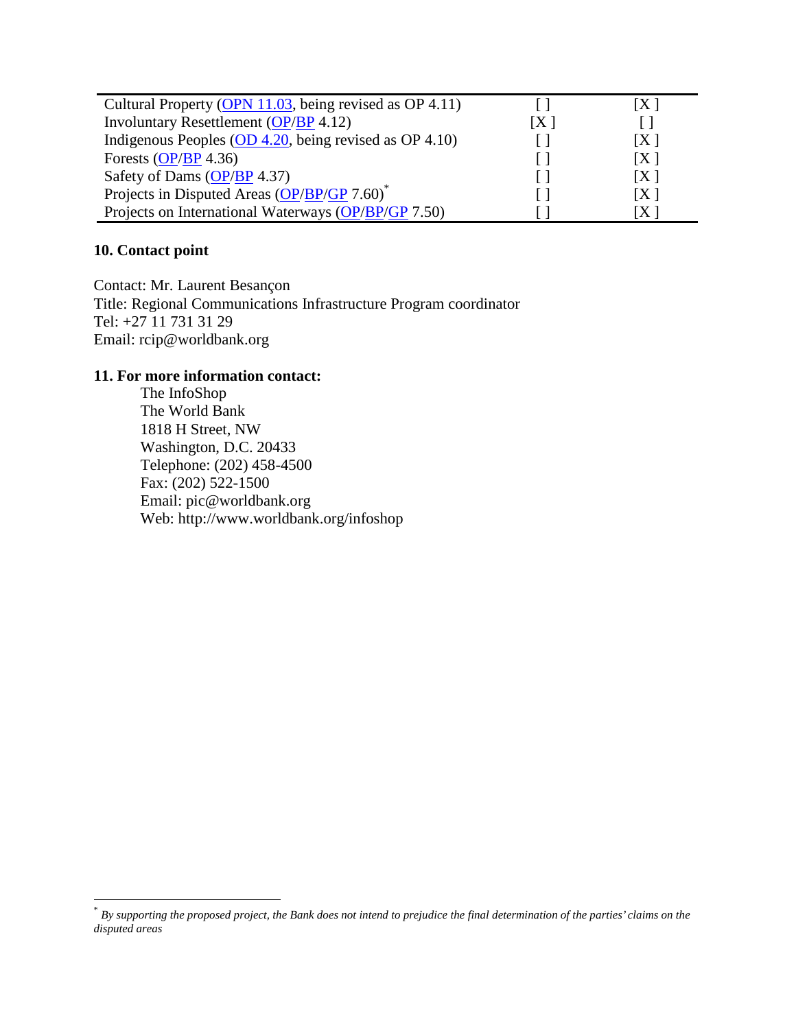| | | |
|---|---|---|
| Cultural Property (OPN 11.03, being revised as OP 4.11) | [ ] | [X ] |
| Involuntary Resettlement (OP/BP 4.12) | [X ] | [ ] |
| Indigenous Peoples (OD 4.20, being revised as OP 4.10) | [ ] | [X ] |
| Forests (OP/BP 4.36) | [ ] | [X ] |
| Safety of Dams (OP/BP 4.37) | [ ] | [X ] |
| Projects in Disputed Areas (OP/BP/GP 7.60)* | [ ] | [X ] |
| Projects on International Waterways (OP/BP/GP 7.50) | [ ] | [X ] |

**10. Contact point**

Contact: Mr. Laurent Besançon
Title: Regional Communications Infrastructure Program coordinator
Tel: +27 11 731 31 29
Email: rcip@worldbank.org

**11. For more information contact:**

The InfoShop
The World Bank
1818 H Street, NW
Washington, D.C. 20433
Telephone: (202) 458-4500
Fax: (202) 522-1500
Email: pic@worldbank.org
Web: http://www.worldbank.org/infoshop

---

\* *By supporting the proposed project, the Bank does not intend to prejudice the final determination of the parties' claims on the disputed areas*